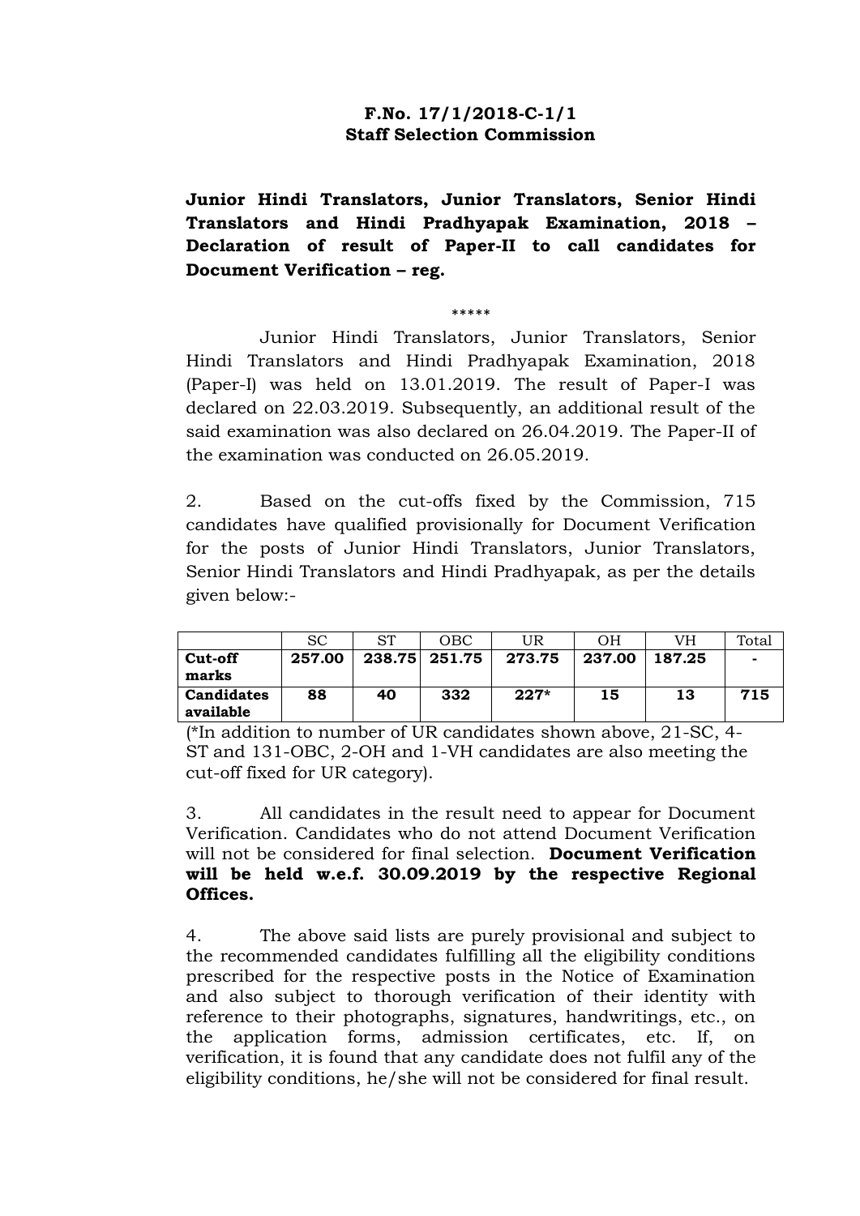**F.No. 17/1/2018-C-1/1**
**Staff Selection Commission**

**Junior Hindi Translators, Junior Translators, Senior Hindi Translators and Hindi Pradhyapak Examination, 2018 – Declaration of result of Paper-II to call candidates for Document Verification – reg.**

\*\*\*\*\*

Junior Hindi Translators, Junior Translators, Senior Hindi Translators and Hindi Pradhyapak Examination, 2018 (Paper-I) was held on 13.01.2019. The result of Paper-I was declared on 22.03.2019. Subsequently, an additional result of the said examination was also declared on 26.04.2019. The Paper-II of the examination was conducted on 26.05.2019.

2. Based on the cut-offs fixed by the Commission, 715 candidates have qualified provisionally for Document Verification for the posts of Junior Hindi Translators, Junior Translators, Senior Hindi Translators and Hindi Pradhyapak, as per the details given below:-

| | SC | ST | OBC | UR | OH | VH | Total |
|---|---|---|---|---|---|---|---|
| **Cut-off marks** | **257.00** | **238.75** | **251.75** | **273.75** | **237.00** | **187.25** | **-** |
| **Candidates available** | **88** | **40** | **332** | **227\*** | **15** | **13** | **715** |

(\*In addition to number of UR candidates shown above, 21-SC, 4-ST and 131-OBC, 2-OH and 1-VH candidates are also meeting the cut-off fixed for UR category).

3. All candidates in the result need to appear for Document Verification. Candidates who do not attend Document Verification will not be considered for final selection. **Document Verification will be held w.e.f. 30.09.2019 by the respective Regional Offices.**

4. The above said lists are purely provisional and subject to the recommended candidates fulfilling all the eligibility conditions prescribed for the respective posts in the Notice of Examination and also subject to thorough verification of their identity with reference to their photographs, signatures, handwritings, etc., on the application forms, admission certificates, etc. If, on verification, it is found that any candidate does not fulfil any of the eligibility conditions, he/she will not be considered for final result.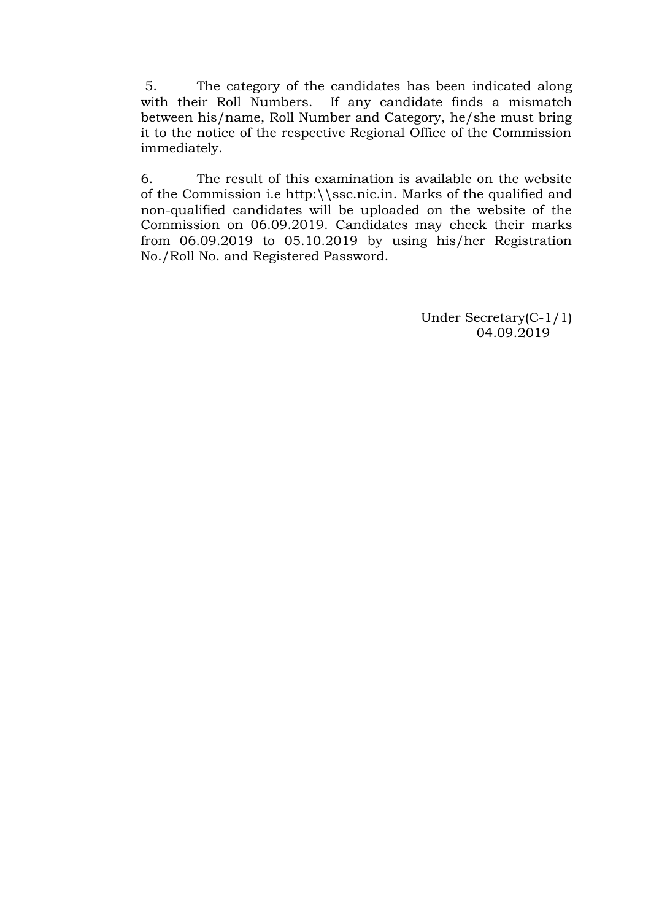5. The category of the candidates has been indicated along with their Roll Numbers. If any candidate finds a mismatch between his/name, Roll Number and Category, he/she must bring it to the notice of the respective Regional Office of the Commission immediately.

6. The result of this examination is available on the website of the Commission i.e http:\\ssc.nic.in. Marks of the qualified and non-qualified candidates will be uploaded on the website of the Commission on 06.09.2019. Candidates may check their marks from 06.09.2019 to 05.10.2019 by using his/her Registration No./Roll No. and Registered Password.

Under Secretary(C-1/1)
04.09.2019